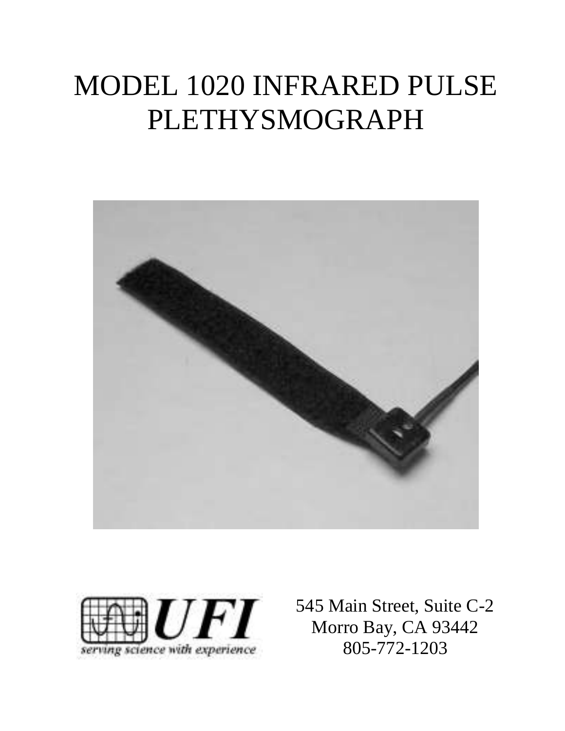# MODEL 1020 INFRARED PULSE PLETHYSMOGRAPH

UFI

*serving science with experience*

545 Main Street, Suite C-2
Morro Bay, CA 93442
805-772-1203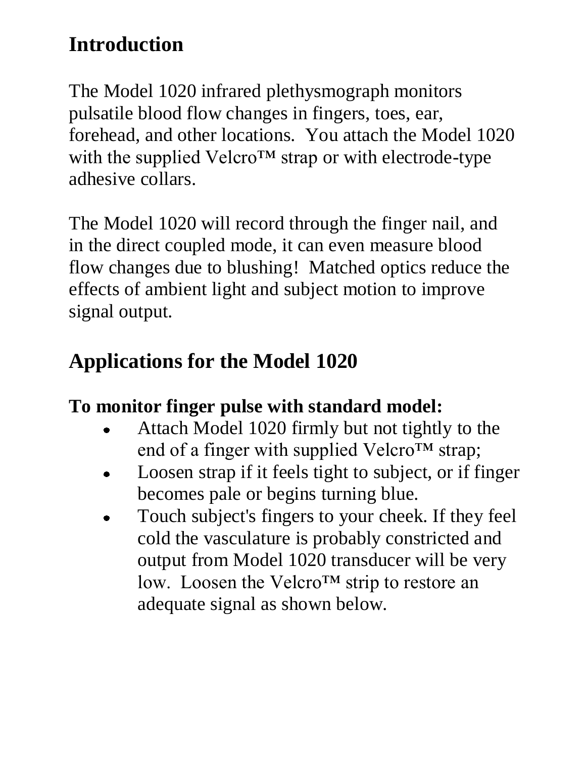## Introduction

The Model 1020 infrared plethysmograph monitors pulsatile blood flow changes in fingers, toes, ear, forehead, and other locations.  You attach the Model 1020 with the supplied Velcro™ strap or with electrode-type adhesive collars.

The Model 1020 will record through the finger nail, and in the direct coupled mode, it can even measure blood flow changes due to blushing!  Matched optics reduce the effects of ambient light and subject motion to improve signal output.

## Applications for the Model 1020

### To monitor finger pulse with standard model:

- Attach Model 1020 firmly but not tightly to the end of a finger with supplied Velcro™ strap;
- Loosen strap if it feels tight to subject, or if finger becomes pale or begins turning blue.
- Touch subject's fingers to your cheek. If they feel cold the vasculature is probably constricted and output from Model 1020 transducer will be very low.  Loosen the Velcro™ strip to restore an adequate signal as shown below.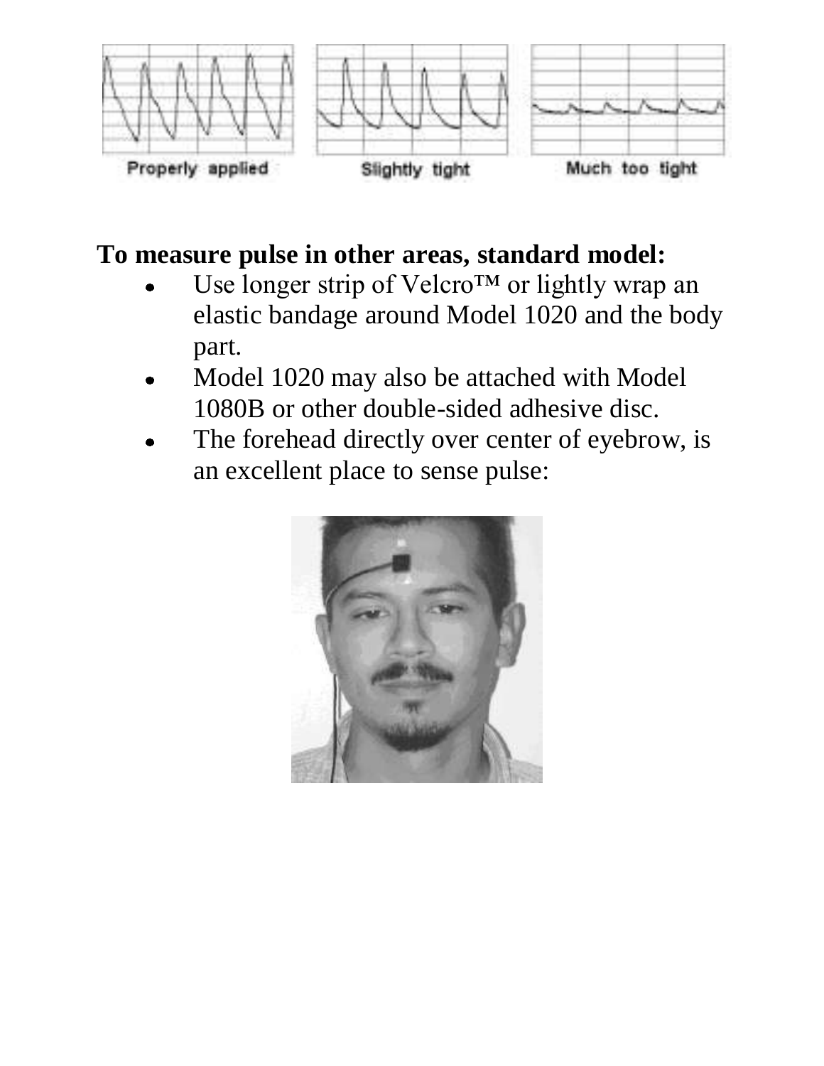Properly applied

Slightly tight

Much too tight

**To measure pulse in other areas, standard model:**

- Use longer strip of Velcro™ or lightly wrap an elastic bandage around Model 1020 and the body part.
- Model 1020 may also be attached with Model 1080B or other double-sided adhesive disc.
- The forehead directly over center of eyebrow, is an excellent place to sense pulse: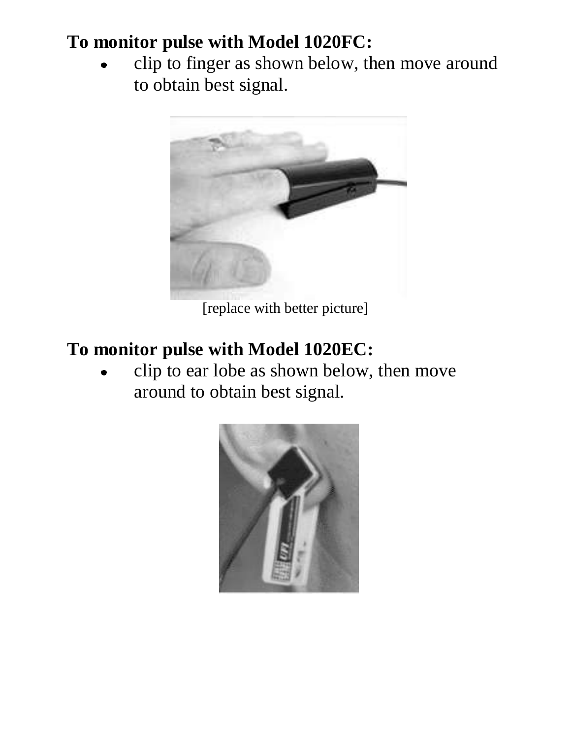**To monitor pulse with Model 1020FC:**

- clip to finger as shown below, then move around to obtain best signal.

[replace with better picture]

**To monitor pulse with Model 1020EC:**

- clip to ear lobe as shown below, then move around to obtain best signal.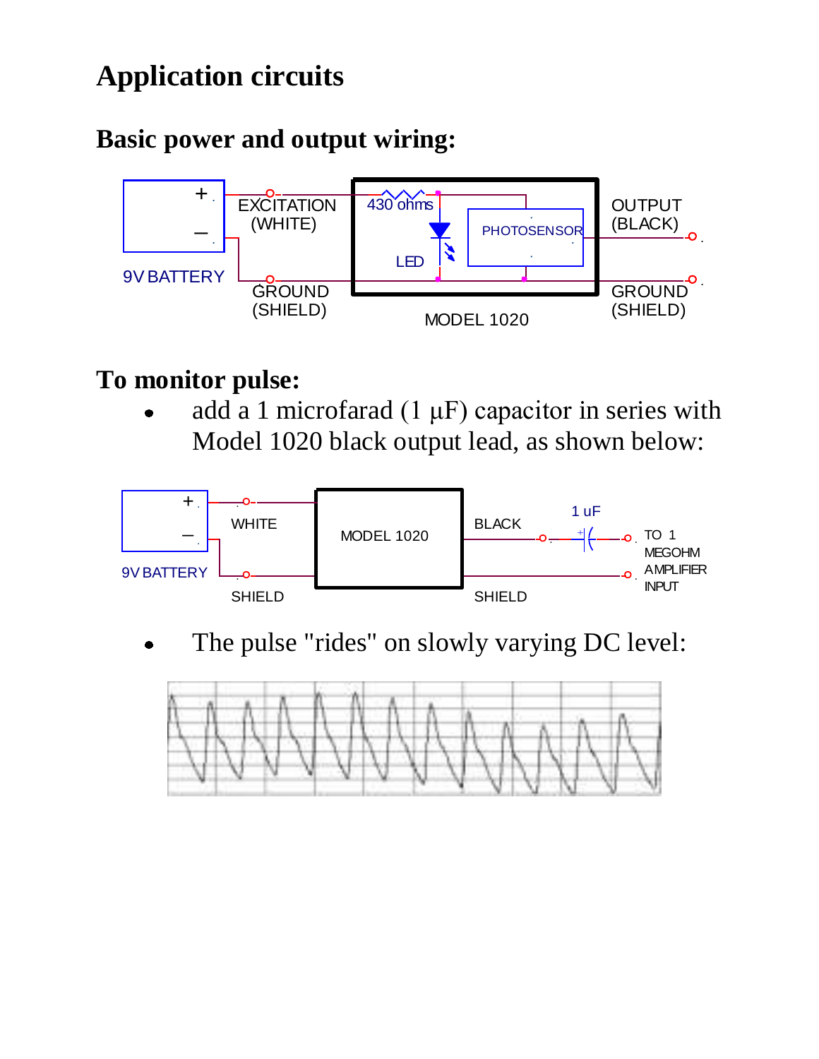# Application circuits

## Basic power and output wiring:

## To monitor pulse:

- add a 1 microfarad (1 μF) capacitor in series with Model 1020 black output lead, as shown below:

- The pulse "rides" on slowly varying DC level: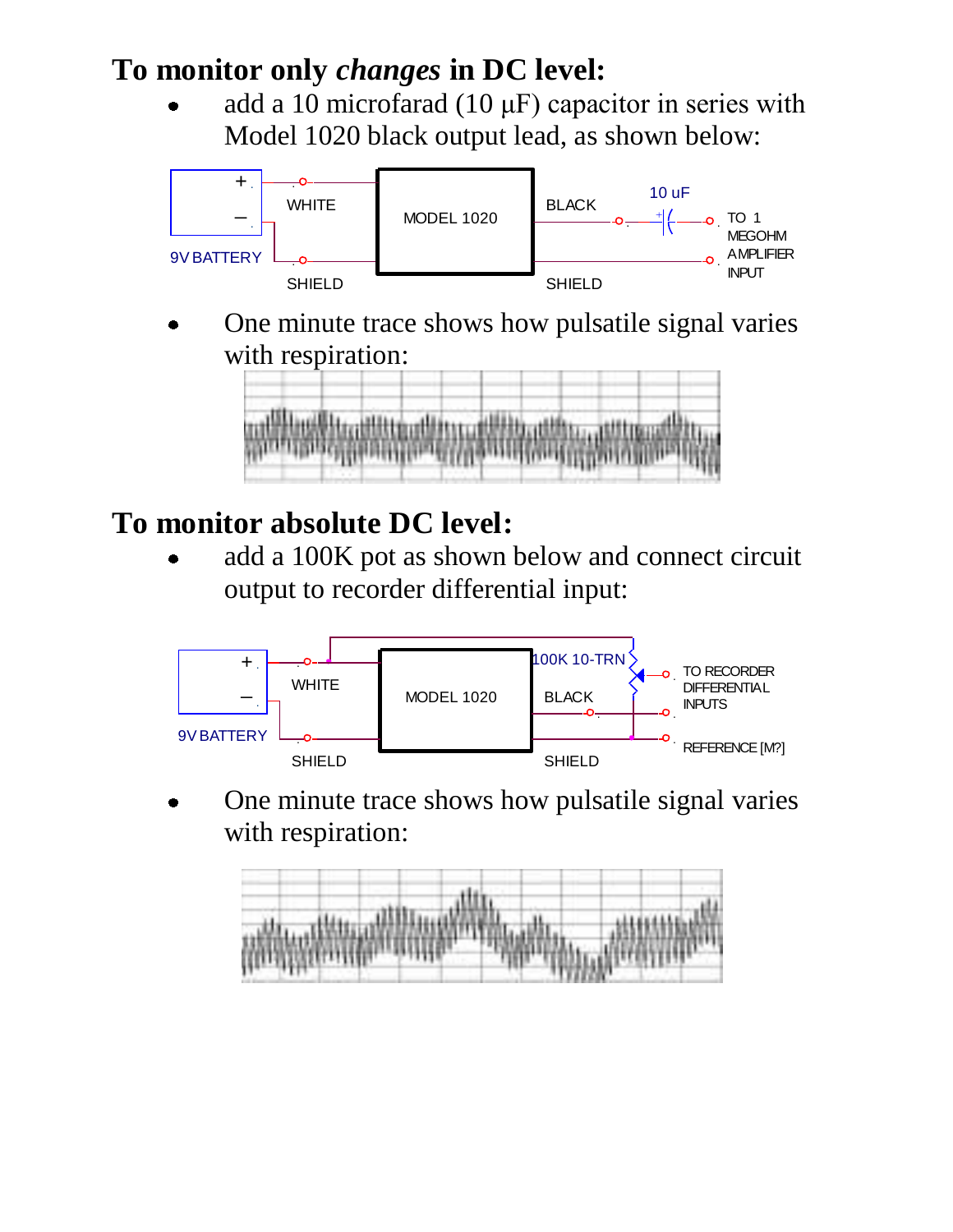## To monitor only *changes* in DC level:

- add a 10 microfarad (10 μF) capacitor in series with Model 1020 black output lead, as shown below:

9V BATTERY + – WHITE SHIELD MODEL 1020 BLACK 10 uF SHIELD TO 1 MEGOHM AMPLIFIER INPUT

- One minute trace shows how pulsatile signal varies with respiration:

## To monitor absolute DC level:

- add a 100K pot as shown below and connect circuit output to recorder differential input:

9V BATTERY + – WHITE SHIELD MODEL 1020 100K 10-TRN BLACK SHIELD TO RECORDER DIFFERENTIAL INPUTS REFERENCE [M?]

- One minute trace shows how pulsatile signal varies with respiration: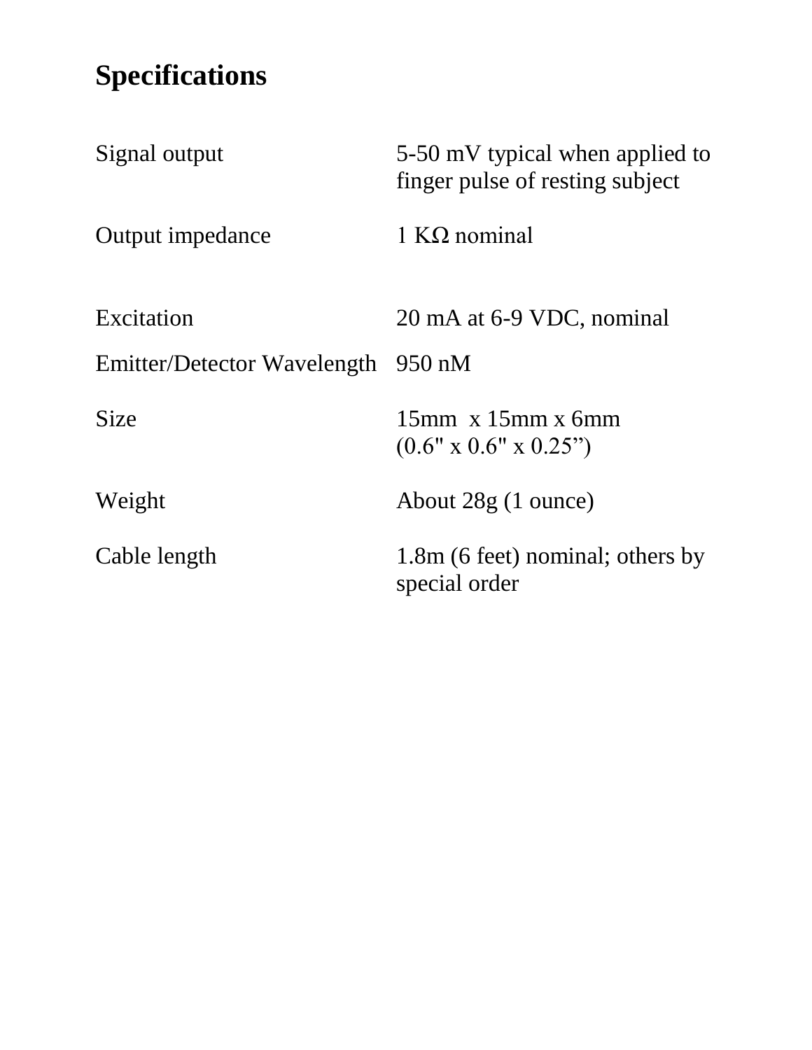## Specifications

| | |
|---|---|
| Signal output | 5-50 mV typical when applied to finger pulse of resting subject |
| Output impedance | 1 KΩ nominal |
| Excitation | 20 mA at 6-9 VDC, nominal |
| Emitter/Detector Wavelength | 950 nM |
| Size | 15mm x 15mm x 6mm (0.6" x 0.6" x 0.25”) |
| Weight | About 28g (1 ounce) |
| Cable length | 1.8m (6 feet) nominal; others by special order |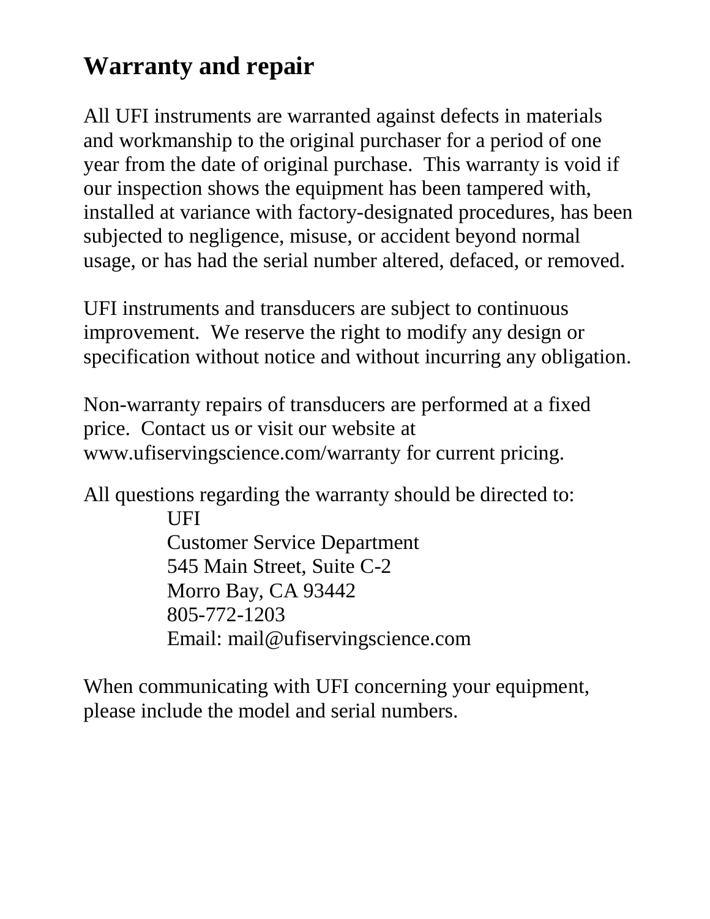# Warranty and repair

All UFI instruments are warranted against defects in materials and workmanship to the original purchaser for a period of one year from the date of original purchase. This warranty is void if our inspection shows the equipment has been tampered with, installed at variance with factory-designated procedures, has been subjected to negligence, misuse, or accident beyond normal usage, or has had the serial number altered, defaced, or removed.

UFI instruments and transducers are subject to continuous improvement. We reserve the right to modify any design or specification without notice and without incurring any obligation.

Non-warranty repairs of transducers are performed at a fixed price. Contact us or visit our website at www.ufiservingscience.com/warranty for current pricing.

All questions regarding the warranty should be directed to:

UFI  
Customer Service Department  
545 Main Street, Suite C-2  
Morro Bay, CA 93442  
805-772-1203  
Email: mail@ufiservingscience.com

When communicating with UFI concerning your equipment, please include the model and serial numbers.